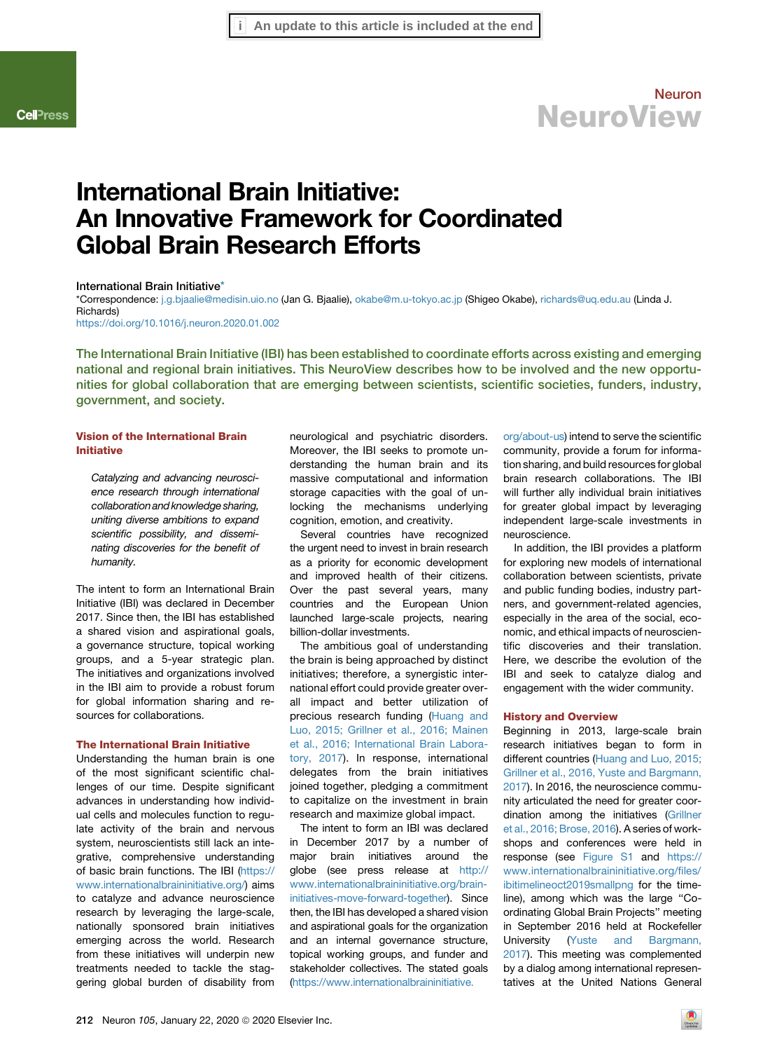An update to this article is included at the end

# International Brain Initiative: An Innovative Framework for Coordinated Global Brain Research Efforts

International Brain Initiative*

*Correspondence: j.g.bjaalie@medisin.uio.no (Jan G. Bjaalie), okabe@m.u-tokyo.ac.jp (Shigeo Okabe), richards@uq.edu.au (Linda J. Richards)

https://doi.org/10.1016/j.neuron.2020.01.002

**The International Brain Initiative (IBI) has been established to coordinate efforts across existing and emerging national and regional brain initiatives. This NeuroView describes how to be involved and the new opportunities for global collaboration that are emerging between scientists, scientific societies, funders, industry, government, and society.**

## Vision of the International Brain Initiative

> *Catalyzing and advancing neuroscience research through international collaboration and knowledge sharing, uniting diverse ambitions to expand scientific possibility, and disseminating discoveries for the benefit of humanity.*

The intent to form an International Brain Initiative (IBI) was declared in December 2017. Since then, the IBI has established a shared vision and aspirational goals, a governance structure, topical working groups, and a 5-year strategic plan. The initiatives and organizations involved in the IBI aim to provide a robust forum for global information sharing and resources for collaborations.

## The International Brain Initiative

Understanding the human brain is one of the most significant scientific challenges of our time. Despite significant advances in understanding how individual cells and molecules function to regulate activity of the brain and nervous system, neuroscientists still lack an integrative, comprehensive understanding of basic brain functions. The IBI (https://www.internationalbraininitiative.org/) aims to catalyze and advance neuroscience research by leveraging the large-scale, nationally sponsored brain initiatives emerging across the world. Research from these initiatives will underpin new treatments needed to tackle the staggering global burden of disability from neurological and psychiatric disorders. Moreover, the IBI seeks to promote understanding the human brain and its massive computational and information storage capacities with the goal of unlocking the mechanisms underlying cognition, emotion, and creativity.

Several countries have recognized the urgent need to invest in brain research as a priority for economic development and improved health of their citizens. Over the past several years, many countries and the European Union launched large-scale projects, nearing billion-dollar investments.

The ambitious goal of understanding the brain is being approached by distinct initiatives; therefore, a synergistic international effort could provide greater overall impact and better utilization of precious research funding (Huang and Luo, 2015; Grillner et al., 2016; Mainen et al., 2016; International Brain Laboratory, 2017). In response, international delegates from the brain initiatives joined together, pledging a commitment to capitalize on the investment in brain research and maximize global impact.

The intent to form an IBI was declared in December 2017 by a number of major brain initiatives around the globe (see press release at http://www.internationalbraininitiative.org/brain-initiatives-move-forward-together). Since then, the IBI has developed a shared vision and aspirational goals for the organization and an internal governance structure, topical working groups, and funder and stakeholder collectives. The stated goals (https://www.internationalbraininitiative.org/about-us) intend to serve the scientific community, provide a forum for information sharing, and build resources for global brain research collaborations. The IBI will further ally individual brain initiatives for greater global impact by leveraging independent large-scale investments in neuroscience.

In addition, the IBI provides a platform for exploring new models of international collaboration between scientists, private and public funding bodies, industry partners, and government-related agencies, especially in the area of the social, economic, and ethical impacts of neuroscientific discoveries and their translation. Here, we describe the evolution of the IBI and seek to catalyze dialog and engagement with the wider community.

## History and Overview

Beginning in 2013, large-scale brain research initiatives began to form in different countries (Huang and Luo, 2015; Grillner et al., 2016, Yuste and Bargmann, 2017). In 2016, the neuroscience community articulated the need for greater coordination among the initiatives (Grillner et al., 2016; Brose, 2016). A series of workshops and conferences were held in response (see Figure S1 and https://www.internationalbraininitiative.org/files/ibitimelineoct2019smallpng for the timeline), among which was the large "Coordinating Global Brain Projects" meeting in September 2016 held at Rockefeller University (Yuste and Bargmann, 2017). This meeting was complemented by a dialog among international representatives at the United Nations General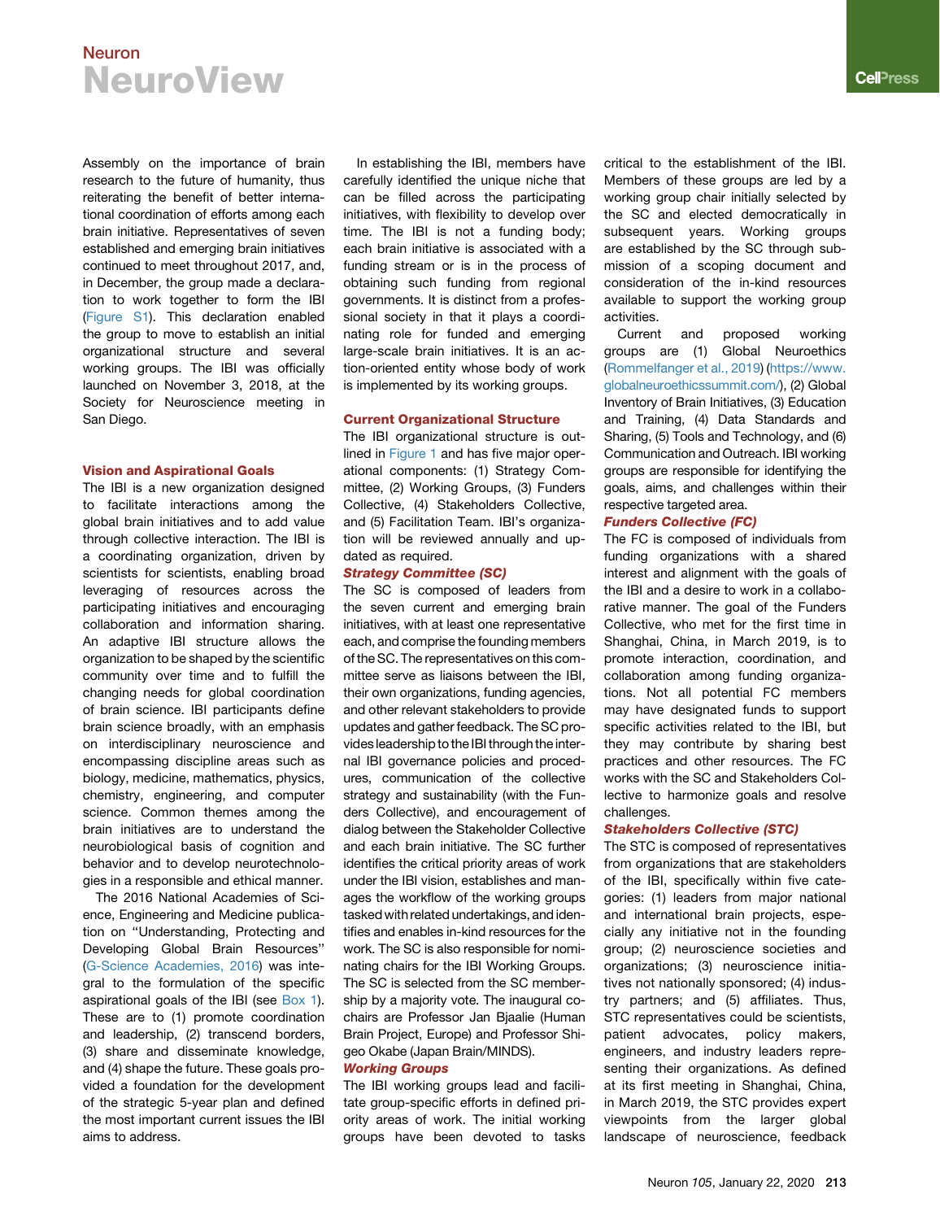Assembly on the importance of brain research to the future of humanity, thus reiterating the benefit of better international coordination of efforts among each brain initiative. Representatives of seven established and emerging brain initiatives continued to meet throughout 2017, and, in December, the group made a declaration to work together to form the IBI (Figure S1). This declaration enabled the group to move to establish an initial organizational structure and several working groups. The IBI was officially launched on November 3, 2018, at the Society for Neuroscience meeting in San Diego.

## Vision and Aspirational Goals

The IBI is a new organization designed to facilitate interactions among the global brain initiatives and to add value through collective interaction. The IBI is a coordinating organization, driven by scientists for scientists, enabling broad leveraging of resources across the participating initiatives and encouraging collaboration and information sharing. An adaptive IBI structure allows the organization to be shaped by the scientific community over time and to fulfill the changing needs for global coordination of brain science. IBI participants define brain science broadly, with an emphasis on interdisciplinary neuroscience and encompassing discipline areas such as biology, medicine, mathematics, physics, chemistry, engineering, and computer science. Common themes among the brain initiatives are to understand the neurobiological basis of cognition and behavior and to develop neurotechnologies in a responsible and ethical manner.

The 2016 National Academies of Science, Engineering and Medicine publication on "Understanding, Protecting and Developing Global Brain Resources" (G-Science Academies, 2016) was integral to the formulation of the specific aspirational goals of the IBI (see Box 1). These are to (1) promote coordination and leadership, (2) transcend borders, (3) share and disseminate knowledge, and (4) shape the future. These goals provided a foundation for the development of the strategic 5-year plan and defined the most important current issues the IBI aims to address.

In establishing the IBI, members have carefully identified the unique niche that can be filled across the participating initiatives, with flexibility to develop over time. The IBI is not a funding body; each brain initiative is associated with a funding stream or is in the process of obtaining such funding from regional governments. It is distinct from a professional society in that it plays a coordinating role for funded and emerging large-scale brain initiatives. It is an action-oriented entity whose body of work is implemented by its working groups.

## Current Organizational Structure

The IBI organizational structure is outlined in Figure 1 and has five major operational components: (1) Strategy Committee, (2) Working Groups, (3) Funders Collective, (4) Stakeholders Collective, and (5) Facilitation Team. IBI's organization will be reviewed annually and updated as required.

### *Strategy Committee (SC)*

The SC is composed of leaders from the seven current and emerging brain initiatives, with at least one representative each, and comprise the founding members of the SC. The representatives on this committee serve as liaisons between the IBI, their own organizations, funding agencies, and other relevant stakeholders to provide updates and gather feedback. The SC provides leadership to the IBI through the internal IBI governance policies and procedures, communication of the collective strategy and sustainability (with the Funders Collective), and encouragement of dialog between the Stakeholder Collective and each brain initiative. The SC further identifies the critical priority areas of work under the IBI vision, establishes and manages the workflow of the working groups tasked with related undertakings, and identifies and enables in-kind resources for the work. The SC is also responsible for nominating chairs for the IBI Working Groups. The SC is selected from the SC membership by a majority vote. The inaugural co-chairs are Professor Jan Bjaalie (Human Brain Project, Europe) and Professor Shigeo Okabe (Japan Brain/MINDS).

### *Working Groups*

The IBI working groups lead and facilitate group-specific efforts in defined priority areas of work. The initial working groups have been devoted to tasks critical to the establishment of the IBI. Members of these groups are led by a working group chair initially selected by the SC and elected democratically in subsequent years. Working groups are established by the SC through submission of a scoping document and consideration of the in-kind resources available to support the working group activities.

Current and proposed working groups are (1) Global Neuroethics (Rommelfanger et al., 2019) (https://www.globalneuroethicssummit.com/), (2) Global Inventory of Brain Initiatives, (3) Education and Training, (4) Data Standards and Sharing, (5) Tools and Technology, and (6) Communication and Outreach. IBI working groups are responsible for identifying the goals, aims, and challenges within their respective targeted area.

### *Funders Collective (FC)*

The FC is composed of individuals from funding organizations with a shared interest and alignment with the goals of the IBI and a desire to work in a collaborative manner. The goal of the Funders Collective, who met for the first time in Shanghai, China, in March 2019, is to promote interaction, coordination, and collaboration among funding organizations. Not all potential FC members may have designated funds to support specific activities related to the IBI, but they may contribute by sharing best practices and other resources. The FC works with the SC and Stakeholders Collective to harmonize goals and resolve challenges.

### *Stakeholders Collective (STC)*

The STC is composed of representatives from organizations that are stakeholders of the IBI, specifically within five categories: (1) leaders from major national and international brain projects, especially any initiative not in the founding group; (2) neuroscience societies and organizations; (3) neuroscience initiatives not nationally sponsored; (4) industry partners; and (5) affiliates. Thus, STC representatives could be scientists, patient advocates, policy makers, engineers, and industry leaders representing their organizations. As defined at its first meeting in Shanghai, China, in March 2019, the STC provides expert viewpoints from the larger global landscape of neuroscience, feedback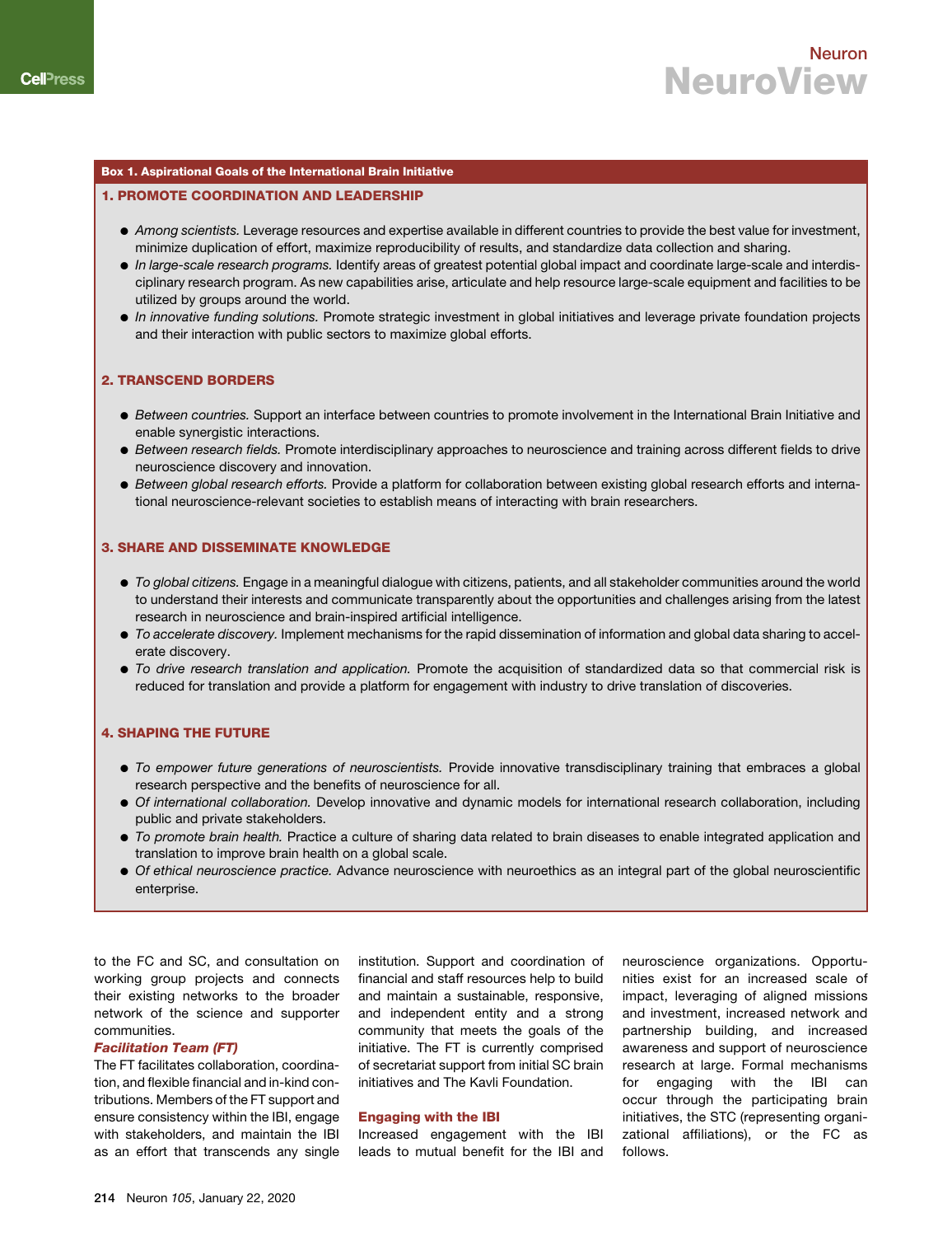**Box 1. Aspirational Goals of the International Brain Initiative**

**1. PROMOTE COORDINATION AND LEADERSHIP**

- *Among scientists.* Leverage resources and expertise available in different countries to provide the best value for investment, minimize duplication of effort, maximize reproducibility of results, and standardize data collection and sharing.
- *In large-scale research programs.* Identify areas of greatest potential global impact and coordinate large-scale and interdisciplinary research program. As new capabilities arise, articulate and help resource large-scale equipment and facilities to be utilized by groups around the world.
- *In innovative funding solutions.* Promote strategic investment in global initiatives and leverage private foundation projects and their interaction with public sectors to maximize global efforts.

**2. TRANSCEND BORDERS**

- *Between countries.* Support an interface between countries to promote involvement in the International Brain Initiative and enable synergistic interactions.
- *Between research fields.* Promote interdisciplinary approaches to neuroscience and training across different fields to drive neuroscience discovery and innovation.
- *Between global research efforts.* Provide a platform for collaboration between existing global research efforts and international neuroscience-relevant societies to establish means of interacting with brain researchers.

**3. SHARE AND DISSEMINATE KNOWLEDGE**

- *To global citizens.* Engage in a meaningful dialogue with citizens, patients, and all stakeholder communities around the world to understand their interests and communicate transparently about the opportunities and challenges arising from the latest research in neuroscience and brain-inspired artificial intelligence.
- *To accelerate discovery.* Implement mechanisms for the rapid dissemination of information and global data sharing to accelerate discovery.
- *To drive research translation and application.* Promote the acquisition of standardized data so that commercial risk is reduced for translation and provide a platform for engagement with industry to drive translation of discoveries.

**4. SHAPING THE FUTURE**

- *To empower future generations of neuroscientists.* Provide innovative transdisciplinary training that embraces a global research perspective and the benefits of neuroscience for all.
- *Of international collaboration.* Develop innovative and dynamic models for international research collaboration, including public and private stakeholders.
- *To promote brain health.* Practice a culture of sharing data related to brain diseases to enable integrated application and translation to improve brain health on a global scale.
- *Of ethical neuroscience practice.* Advance neuroscience with neuroethics as an integral part of the global neuroscientific enterprise.

to the FC and SC, and consultation on working group projects and connects their existing networks to the broader network of the science and supporter communities.

***Facilitation Team (FT)***

The FT facilitates collaboration, coordination, and flexible financial and in-kind contributions. Members of the FT support and ensure consistency within the IBI, engage with stakeholders, and maintain the IBI as an effort that transcends any single institution. Support and coordination of financial and staff resources help to build and maintain a sustainable, responsive, and independent entity and a strong community that meets the goals of the initiative. The FT is currently comprised of secretariat support from initial SC brain initiatives and The Kavli Foundation.

### Engaging with the IBI

Increased engagement with the IBI leads to mutual benefit for the IBI and neuroscience organizations. Opportunities exist for an increased scale of impact, leveraging of aligned missions and investment, increased network and partnership building, and increased awareness and support of neuroscience research at large. Formal mechanisms for engaging with the IBI can occur through the participating brain initiatives, the STC (representing organizational affiliations), or the FC as follows.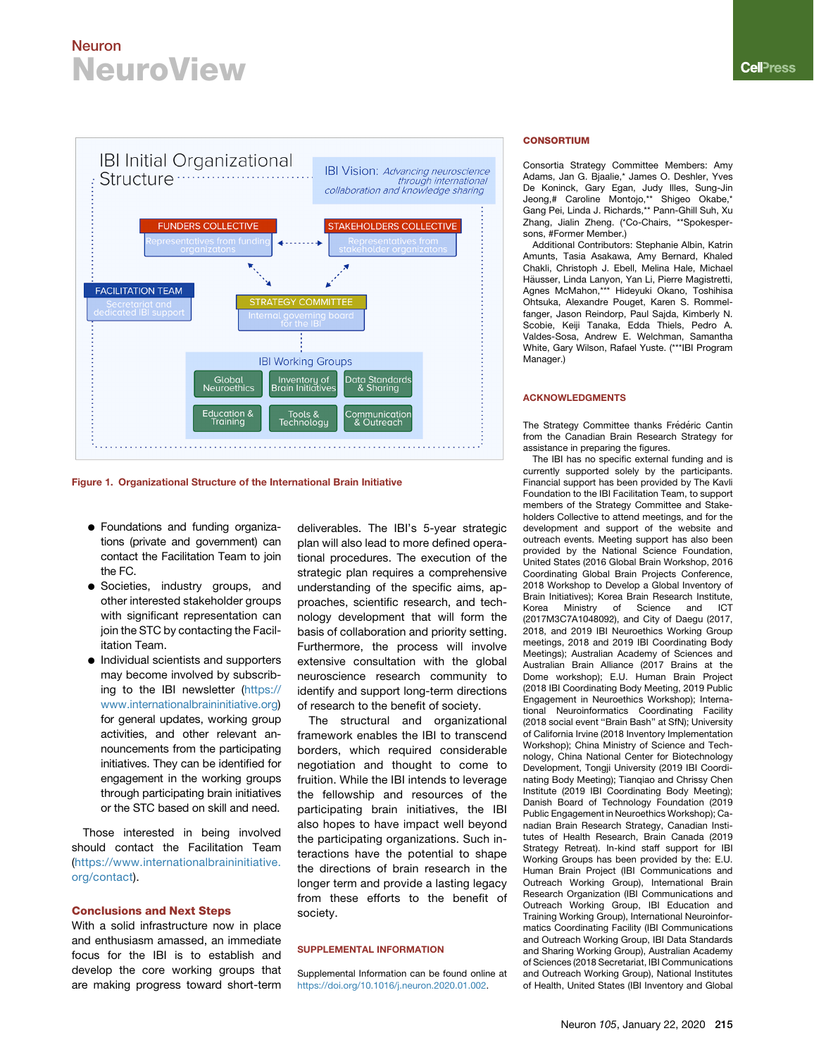IBI Initial Organizational Structure

IBI Vision: *Advancing neuroscience through international collaboration and knowledge sharing*

FUNDERS COLLECTIVE — Representatives from funding organizations

STAKEHOLDERS COLLECTIVE — Representatives from stakeholder organizations

FACILITATION TEAM — Secretariat and dedicated IBI support

STRATEGY COMMITTEE — Internal governing board for the IBI

IBI Working Groups: Global Neuroethics; Inventory of Brain Initiatives; Data Standards & Sharing; Education & Training; Tools & Technology; Communication & Outreach

**Figure 1. Organizational Structure of the International Brain Initiative**

- Foundations and funding organizations (private and government) can contact the Facilitation Team to join the FC.
- Societies, industry groups, and other interested stakeholder groups with significant representation can join the STC by contacting the Facilitation Team.
- Individual scientists and supporters may become involved by subscribing to the IBI newsletter (https://www.internationalbraininitiative.org) for general updates, working group activities, and other relevant announcements from the participating initiatives. They can be identified for engagement in the working groups through participating brain initiatives or the STC based on skill and need.

Those interested in being involved should contact the Facilitation Team (https://www.internationalbraininitiative.org/contact).

## Conclusions and Next Steps

With a solid infrastructure now in place and enthusiasm amassed, an immediate focus for the IBI is to establish and develop the core working groups that are making progress toward short-term deliverables. The IBI's 5-year strategic plan will also lead to more defined operational procedures. The execution of the strategic plan requires a comprehensive understanding of the specific aims, approaches, scientific research, and technology development that will form the basis of collaboration and priority setting. Furthermore, the process will involve extensive consultation with the global neuroscience research community to identify and support long-term directions of research to the benefit of society.

The structural and organizational framework enables the IBI to transcend borders, which required considerable negotiation and thought to come to fruition. While the IBI intends to leverage the fellowship and resources of the participating brain initiatives, the IBI also hopes to have impact well beyond the participating organizations. Such interactions have the potential to shape the directions of brain research in the longer term and provide a lasting legacy from these efforts to the benefit of society.

## SUPPLEMENTAL INFORMATION

Supplemental Information can be found online at https://doi.org/10.1016/j.neuron.2020.01.002.

## CONSORTIUM

Consortia Strategy Committee Members: Amy Adams, Jan G. Bjaalie,* James O. Deshler, Yves De Koninck, Gary Egan, Judy Illes, Sung-Jin Jeong,# Caroline Montojo,** Shigeo Okabe,* Gang Pei, Linda J. Richards,** Pann-Ghill Suh, Xu Zhang, Jialin Zheng. (*Co-Chairs, **Spokespersons, #Former Member.)

Additional Contributors: Stephanie Albin, Katrin Amunts, Tasia Asakawa, Amy Bernard, Khaled Chakli, Christoph J. Ebell, Melina Hale, Michael Häusser, Linda Lanyon, Yan Li, Pierre Magistretti, Agnes McMahon,*** Hideyuki Okano, Toshihisa Ohtsuka, Alexandre Pouget, Karen S. Rommelfanger, Jason Reindorp, Paul Sajda, Kimberly N. Scobie, Keiji Tanaka, Edda Thiels, Pedro A. Valdes-Sosa, Andrew E. Welchman, Samantha White, Gary Wilson, Rafael Yuste. (***IBI Program Manager.)

## ACKNOWLEDGMENTS

The Strategy Committee thanks Frédéric Cantin from the Canadian Brain Research Strategy for assistance in preparing the figures.

The IBI has no specific external funding and is currently supported solely by the participants. Financial support has been provided by The Kavli Foundation to the IBI Facilitation Team, to support members of the Strategy Committee and Stakeholders Collective to attend meetings, and for the development and support of the website and outreach events. Meeting support has also been provided by the National Science Foundation, United States (2016 Global Brain Workshop, 2016 Coordinating Global Brain Projects Conference, 2018 Workshop to Develop a Global Inventory of Brain Initiatives); Korea Brain Research Institute, Korea Ministry of Science and ICT (2017M3C7A1048092), and City of Daegu (2017, 2018, and 2019 IBI Neuroethics Working Group meetings, 2018 and 2019 IBI Coordinating Body Meetings); Australian Academy of Sciences and Australian Brain Alliance (2017 Brains at the Dome workshop); E.U. Human Brain Project (2018 IBI Coordinating Body Meeting, 2019 Public Engagement in Neuroethics Workshop); International Neuroinformatics Coordinating Facility (2018 social event "Brain Bash" at SfN); University of California Irvine (2018 Inventory Implementation Workshop); China Ministry of Science and Technology, China National Center for Biotechnology Development, Tongji University (2019 IBI Coordinating Body Meeting); Tianqiao and Chrissy Chen Institute (2019 IBI Coordinating Body Meeting); Danish Board of Technology Foundation (2019 Public Engagement in Neuroethics Workshop); Canadian Brain Research Strategy, Canadian Institutes of Health Research, Brain Canada (2019 Strategy Retreat). In-kind staff support for IBI Working Groups has been provided by the: E.U. Human Brain Project (IBI Communications and Outreach Working Group), International Brain Research Organization (IBI Communications and Outreach Working Group, IBI Education and Training Working Group), International Neuroinformatics Coordinating Facility (IBI Communications and Outreach Working Group, IBI Data Standards and Sharing Working Group), Australian Academy of Sciences (2018 Secretariat, IBI Communications and Outreach Working Group), National Institutes of Health, United States (IBI Inventory and Global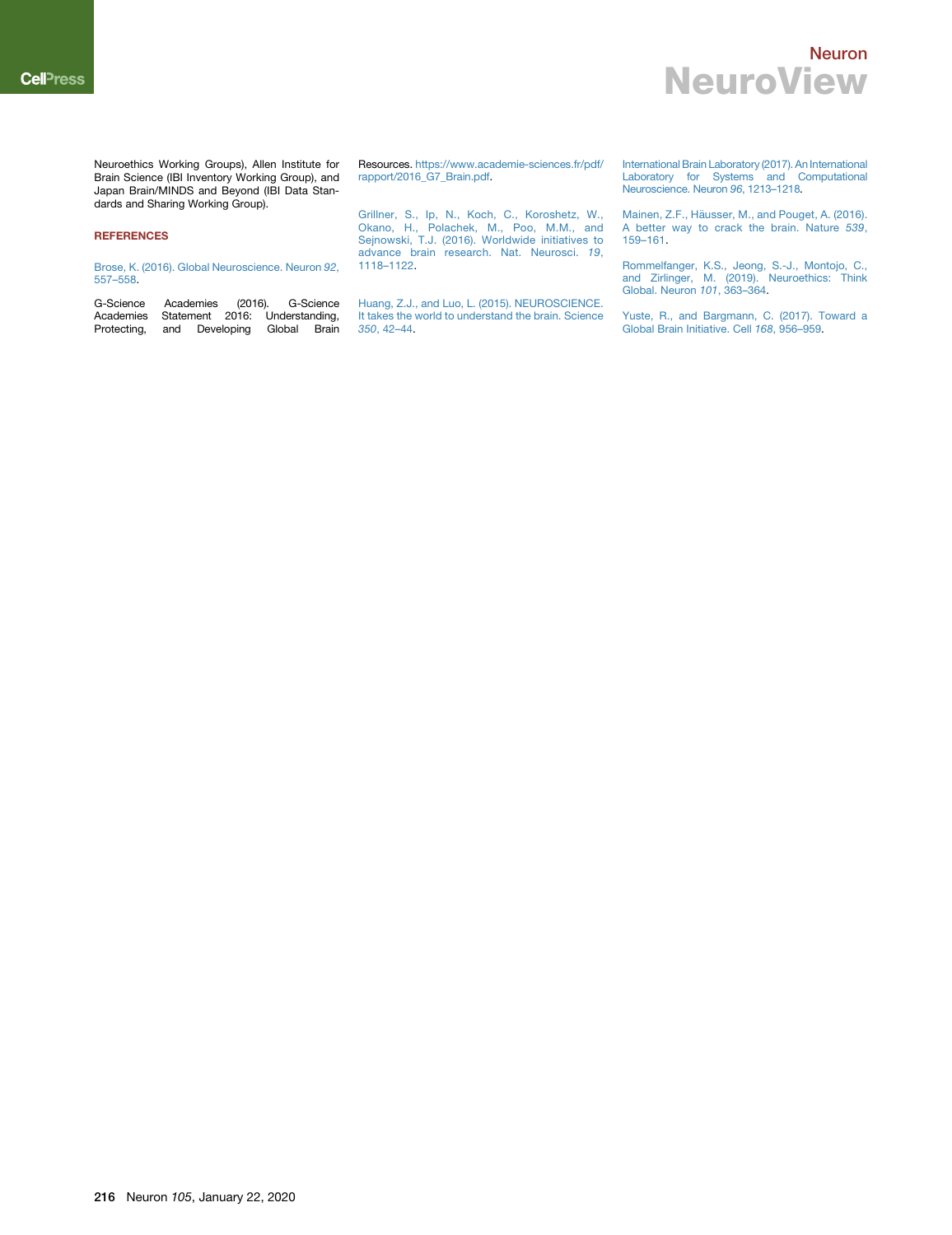Neuroethics Working Groups), Allen Institute for Brain Science (IBI Inventory Working Group), and Japan Brain/MINDS and Beyond (IBI Data Standards and Sharing Working Group).

## REFERENCES

Brose, K. (2016). Global Neuroscience. Neuron *92*, 557–558.

G-Science Academies (2016). G-Science Academies Statement 2016: Understanding, Protecting, and Developing Global Brain Resources. https://www.academie-sciences.fr/pdf/rapport/2016_G7_Brain.pdf.

Grillner, S., Ip, N., Koch, C., Koroshetz, W., Okano, H., Polachek, M., Poo, M.M., and Sejnowski, T.J. (2016). Worldwide initiatives to advance brain research. Nat. Neurosci. *19*, 1118–1122.

Huang, Z.J., and Luo, L. (2015). NEUROSCIENCE. It takes the world to understand the brain. Science *350*, 42–44.

International Brain Laboratory (2017). An International Laboratory for Systems and Computational Neuroscience. Neuron *96*, 1213–1218.

Mainen, Z.F., Häusser, M., and Pouget, A. (2016). A better way to crack the brain. Nature *539*, 159–161.

Rommelfanger, K.S., Jeong, S.-J., Montojo, C., and Zirlinger, M. (2019). Neuroethics: Think Global. Neuron *101*, 363–364.

Yuste, R., and Bargmann, C. (2017). Toward a Global Brain Initiative. Cell *168*, 956–959.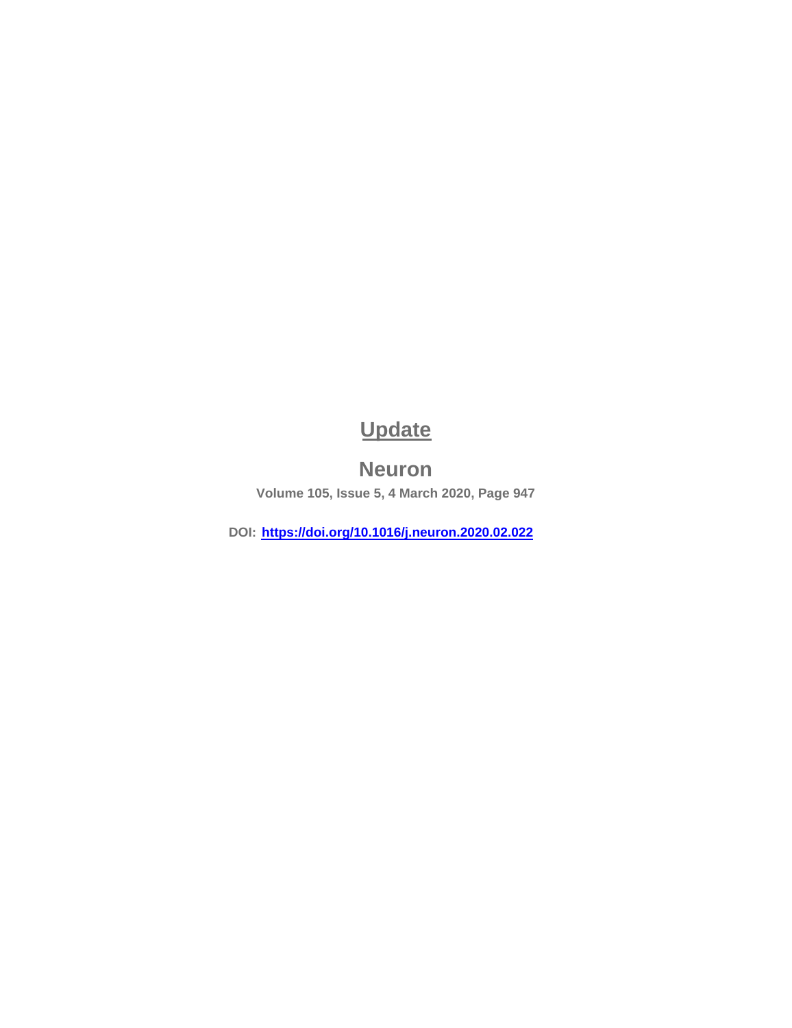# Update

## Neuron

**Volume 105, Issue 5, 4 March 2020, Page 947**

**DOI: https://doi.org/10.1016/j.neuron.2020.02.022**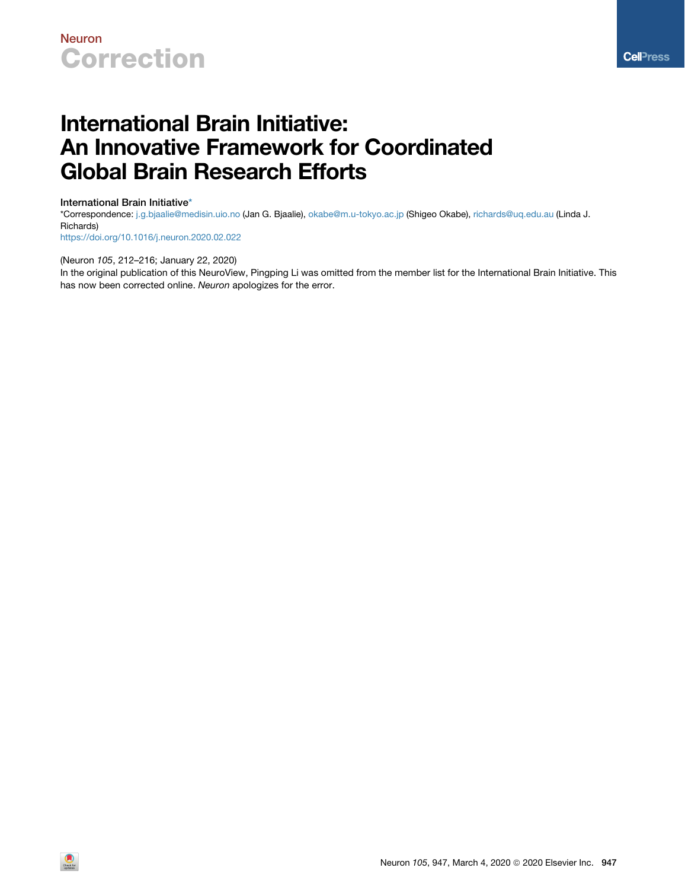Neuron

# Correction

# International Brain Initiative: An Innovative Framework for Coordinated Global Brain Research Efforts

International Brain Initiative*

*Correspondence: j.g.bjaalie@medisin.uio.no (Jan G. Bjaalie), okabe@m.u-tokyo.ac.jp (Shigeo Okabe), richards@uq.edu.au (Linda J. Richards)

https://doi.org/10.1016/j.neuron.2020.02.022

(Neuron *105*, 212–216; January 22, 2020)

In the original publication of this NeuroView, Pingping Li was omitted from the member list for the International Brain Initiative. This has now been corrected online. *Neuron* apologizes for the error.